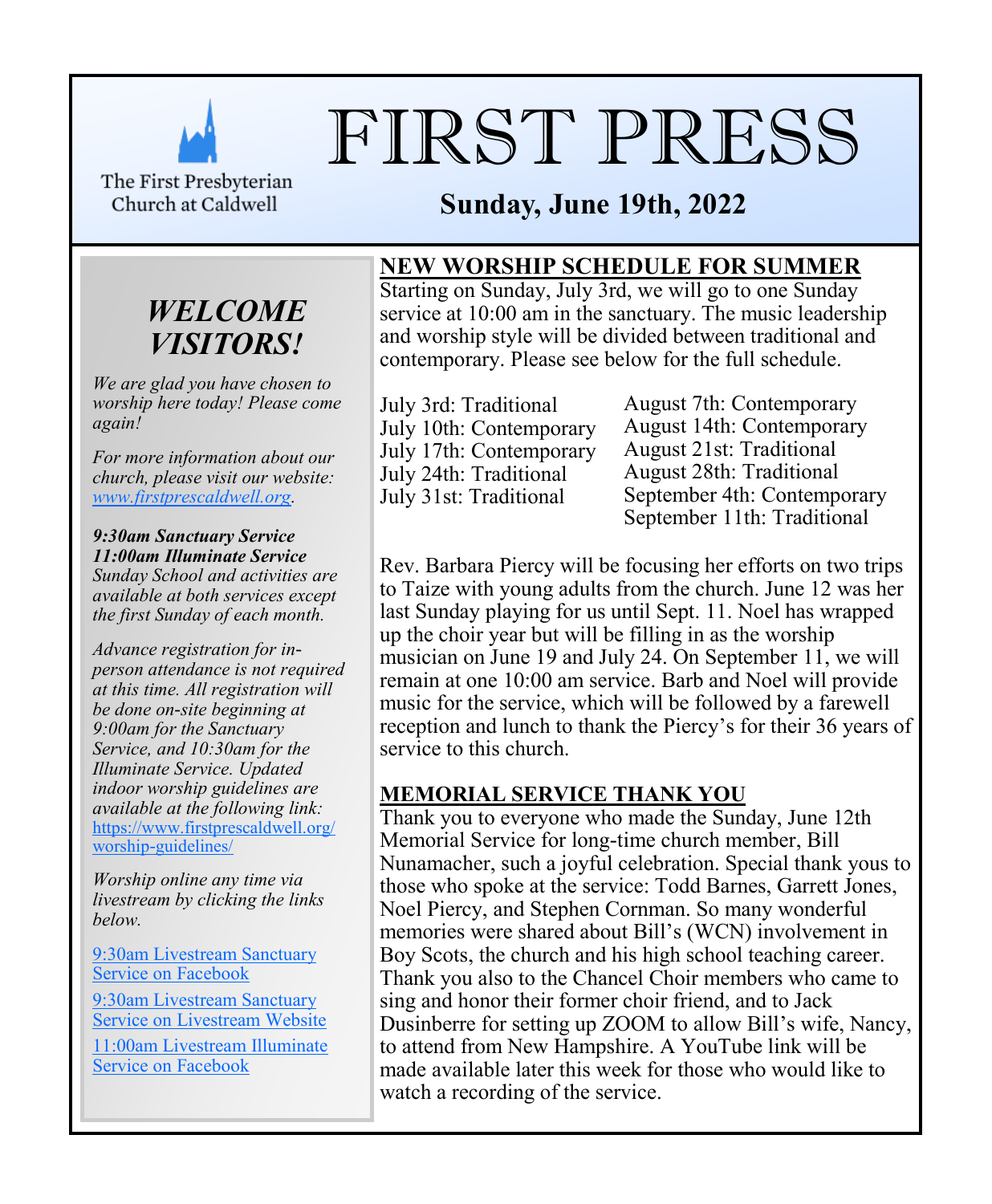The First Presbyterian Church at Caldwell

# FIRST PRESS

**Sunday, June 19th, 2022**

## *WELCOME VISITORS!*

*We are glad you have chosen to worship here today! Please come again!*

*For more information about our church, please visit our website:* [www.firstprescaldwell.org](www.firstprescaldwell.org).

***9:30am Sanctuary Service***
***11:00am Illuminate Service***
*Sunday School and activities are available at both services except the first Sunday of each month.*

*Advance registration for in-person attendance is not required at this time. All registration will be done on-site beginning at 9:00am for the Sanctuary Service, and 10:30am for the Illuminate Service. Updated indoor worship guidelines are available at the following link:* [https://www.firstprescaldwell.org/worship-guidelines/](https://www.firstprescaldwell.org/worship-guidelines/)

*Worship online any time via livestream by clicking the links below.*

[9:30am Livestream Sanctuary Service on Facebook]

[9:30am Livestream Sanctuary Service on Livestream Website]

[11:00am Livestream Illuminate Service on Facebook]

## NEW WORSHIP SCHEDULE FOR SUMMER

Starting on Sunday, July 3rd, we will go to one Sunday service at 10:00 am in the sanctuary. The music leadership and worship style will be divided between traditional and contemporary. Please see below for the full schedule.

July 3rd: Traditional
July 10th: Contemporary
July 17th: Contemporary
July 24th: Traditional
July 31st: Traditional
August 7th: Contemporary
August 14th: Contemporary
August 21st: Traditional
August 28th: Traditional
September 4th: Contemporary
September 11th: Traditional

Rev. Barbara Piercy will be focusing her efforts on two trips to Taize with young adults from the church. June 12 was her last Sunday playing for us until Sept. 11. Noel has wrapped up the choir year but will be filling in as the worship musician on June 19 and July 24. On September 11, we will remain at one 10:00 am service. Barb and Noel will provide music for the service, which will be followed by a farewell reception and lunch to thank the Piercy's for their 36 years of service to this church.

## MEMORIAL SERVICE THANK YOU

Thank you to everyone who made the Sunday, June 12th Memorial Service for long-time church member, Bill Nunamacher, such a joyful celebration. Special thank yous to those who spoke at the service: Todd Barnes, Garrett Jones, Noel Piercy, and Stephen Cornman. So many wonderful memories were shared about Bill's (WCN) involvement in Boy Scots, the church and his high school teaching career. Thank you also to the Chancel Choir members who came to sing and honor their former choir friend, and to Jack Dusinberre for setting up ZOOM to allow Bill's wife, Nancy, to attend from New Hampshire. A YouTube link will be made available later this week for those who would like to watch a recording of the service.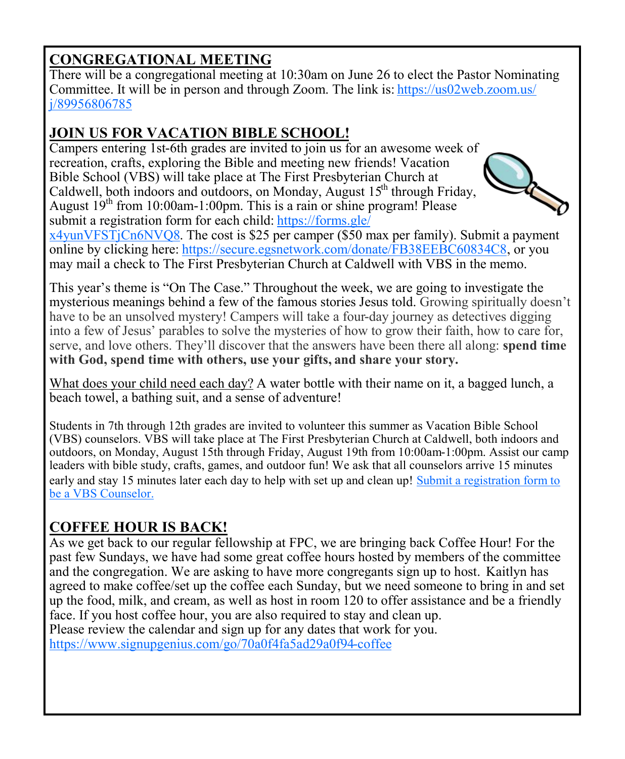## CONGREGATIONAL MEETING

There will be a congregational meeting at 10:30am on June 26 to elect the Pastor Nominating Committee. It will be in person and through Zoom. The link is: https://us02web.zoom.us/j/89956806785

## JOIN US FOR VACATION BIBLE SCHOOL!

Campers entering 1st-6th grades are invited to join us for an awesome week of recreation, crafts, exploring the Bible and meeting new friends! Vacation Bible School (VBS) will take place at The First Presbyterian Church at Caldwell, both indoors and outdoors, on Monday, August 15th through Friday, August 19th from 10:00am-1:00pm. This is a rain or shine program! Please submit a registration form for each child: https://forms.gle/x4yunVFSTjCn6NVQ8. The cost is $25 per camper ($50 max per family). Submit a payment online by clicking here: https://secure.egsnetwork.com/donate/FB38EEBC60834C8, or you may mail a check to The First Presbyterian Church at Caldwell with VBS in the memo.

This year's theme is "On The Case." Throughout the week, we are going to investigate the mysterious meanings behind a few of the famous stories Jesus told. Growing spiritually doesn't have to be an unsolved mystery! Campers will take a four-day journey as detectives digging into a few of Jesus' parables to solve the mysteries of how to grow their faith, how to care for, serve, and love others. They'll discover that the answers have been there all along: **spend time with God, spend time with others, use your gifts, and share your story.**

What does your child need each day? A water bottle with their name on it, a bagged lunch, a beach towel, a bathing suit, and a sense of adventure!

Students in 7th through 12th grades are invited to volunteer this summer as Vacation Bible School (VBS) counselors. VBS will take place at The First Presbyterian Church at Caldwell, both indoors and outdoors, on Monday, August 15th through Friday, August 19th from 10:00am-1:00pm. Assist our camp leaders with bible study, crafts, games, and outdoor fun! We ask that all counselors arrive 15 minutes early and stay 15 minutes later each day to help with set up and clean up! Submit a registration form to be a VBS Counselor.

## COFFEE HOUR IS BACK!

As we get back to our regular fellowship at FPC, we are bringing back Coffee Hour! For the past few Sundays, we have had some great coffee hours hosted by members of the committee and the congregation. We are asking to have more congregants sign up to host. Kaitlyn has agreed to make coffee/set up the coffee each Sunday, but we need someone to bring in and set up the food, milk, and cream, as well as host in room 120 to offer assistance and be a friendly face. If you host coffee hour, you are also required to stay and clean up.
Please review the calendar and sign up for any dates that work for you.
https://www.signupgenius.com/go/70a0f4fa5ad29a0f94-coffee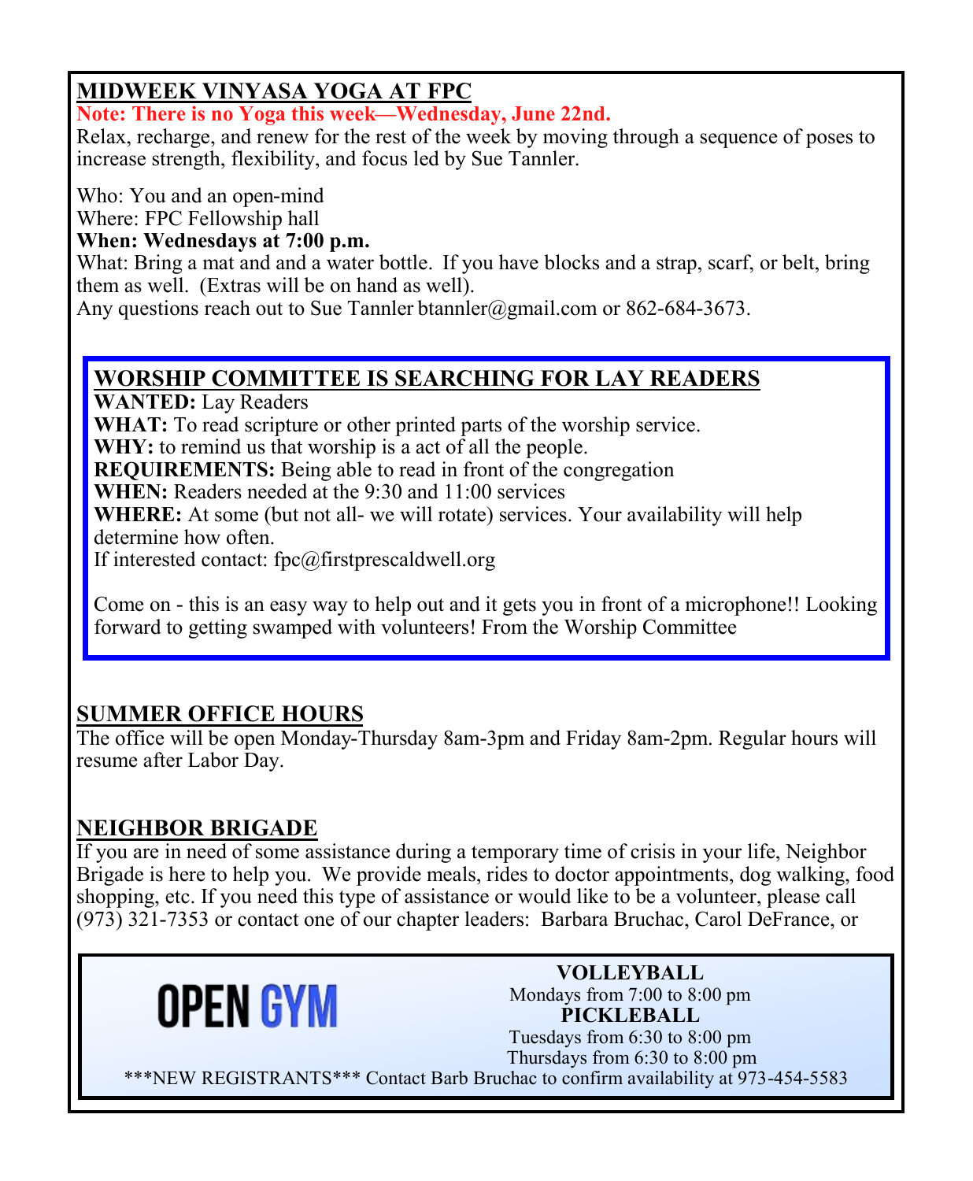## MIDWEEK VINYASA YOGA AT FPC

**Note: There is no Yoga this week—Wednesday, June 22nd.**

Relax, recharge, and renew for the rest of the week by moving through a sequence of poses to increase strength, flexibility, and focus led by Sue Tannler.

Who: You and an open-mind
Where: FPC Fellowship hall
**When: Wednesdays at 7:00 p.m.**
What: Bring a mat and and a water bottle. If you have blocks and a strap, scarf, or belt, bring them as well. (Extras will be on hand as well).
Any questions reach out to Sue Tannler btannler@gmail.com or 862-684-3673.

## WORSHIP COMMITTEE IS SEARCHING FOR LAY READERS

**WANTED:** Lay Readers
**WHAT:** To read scripture or other printed parts of the worship service.
**WHY:** to remind us that worship is a act of all the people.
**REQUIREMENTS:** Being able to read in front of the congregation
**WHEN:** Readers needed at the 9:30 and 11:00 services
**WHERE:** At some (but not all- we will rotate) services. Your availability will help determine how often.
If interested contact: fpc@firstprescaldwell.org

Come on - this is an easy way to help out and it gets you in front of a microphone!! Looking forward to getting swamped with volunteers! From the Worship Committee

## SUMMER OFFICE HOURS

The office will be open Monday-Thursday 8am-3pm and Friday 8am-2pm. Regular hours will resume after Labor Day.

## NEIGHBOR BRIGADE

If you are in need of some assistance during a temporary time of crisis in your life, Neighbor Brigade is here to help you. We provide meals, rides to doctor appointments, dog walking, food shopping, etc. If you need this type of assistance or would like to be a volunteer, please call (973) 321-7353 or contact one of our chapter leaders: Barbara Bruchac, Carol DeFrance, or

## OPEN GYM

**VOLLEYBALL**
Mondays from 7:00 to 8:00 pm

**PICKLEBALL**
Tuesdays from 6:30 to 8:00 pm
Thursdays from 6:30 to 8:00 pm

***NEW REGISTRANTS*** Contact Barb Bruchac to confirm availability at 973-454-5583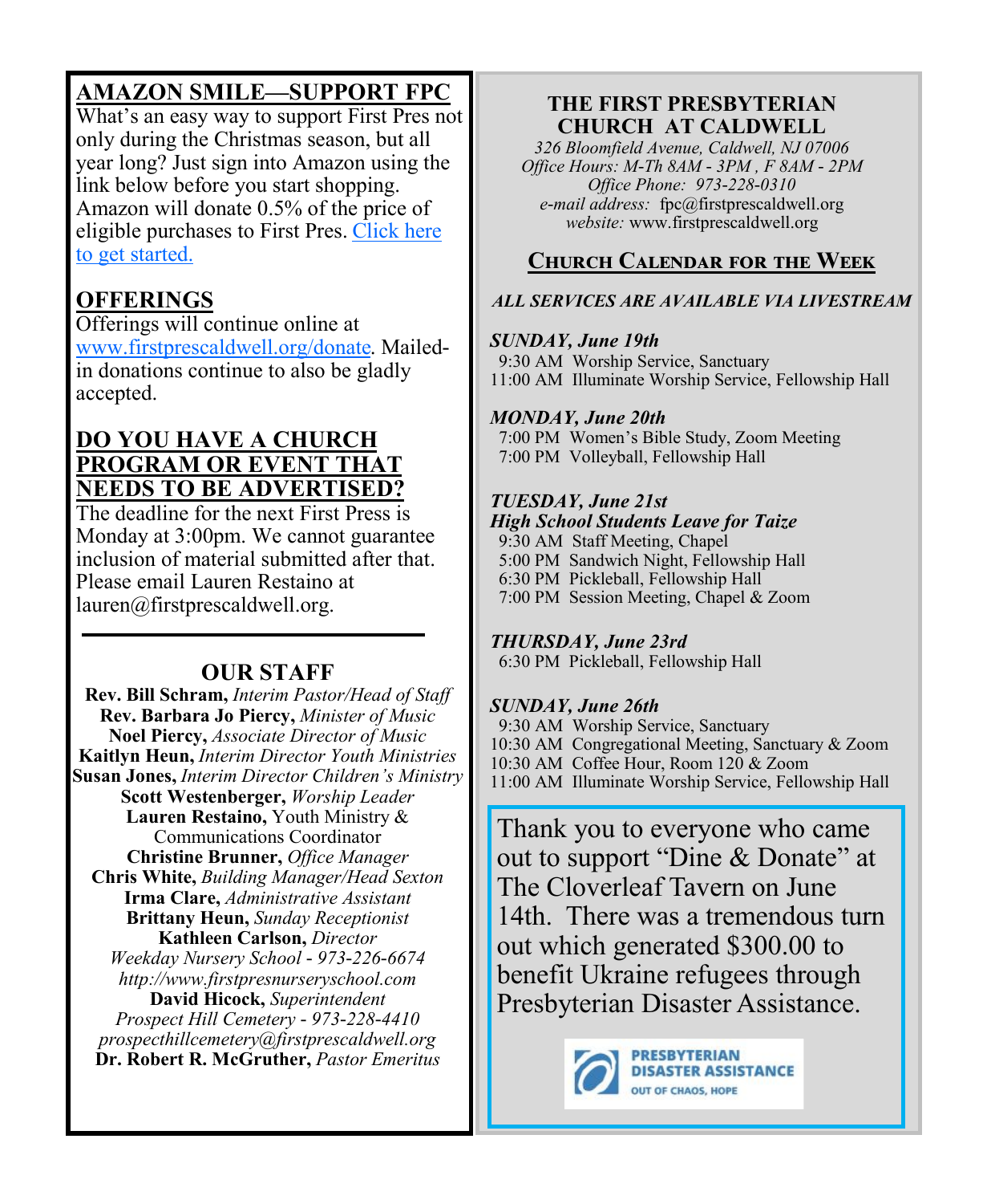## AMAZON SMILE—SUPPORT FPC

What's an easy way to support First Pres not only during the Christmas season, but all year long? Just sign into Amazon using the link below before you start shopping. Amazon will donate 0.5% of the price of eligible purchases to First Pres. Click here to get started.

## OFFERINGS

Offerings will continue online at www.firstprescaldwell.org/donate. Mailed-in donations continue to also be gladly accepted.

## DO YOU HAVE A CHURCH PROGRAM OR EVENT THAT NEEDS TO BE ADVERTISED?

The deadline for the next First Press is Monday at 3:00pm. We cannot guarantee inclusion of material submitted after that. Please email Lauren Restaino at lauren@firstprescaldwell.org.

---

## OUR STAFF

**Rev. Bill Schram,** *Interim Pastor/Head of Staff*
**Rev. Barbara Jo Piercy,** *Minister of Music*
**Noel Piercy,** *Associate Director of Music*
**Kaitlyn Heun,** *Interim Director Youth Ministries*
**Susan Jones,** *Interim Director Children's Ministry*
**Scott Westenberger,** *Worship Leader*
**Lauren Restaino,** Youth Ministry & Communications Coordinator
**Christine Brunner,** *Office Manager*
**Chris White,** *Building Manager/Head Sexton*
**Irma Clare,** *Administrative Assistant*
**Brittany Heun,** *Sunday Receptionist*
**Kathleen Carlson,** *Director*
*Weekday Nursery School - 973-226-6674*
*http://www.firstpresnurseryschool.com*
**David Hicock,** *Superintendent*
*Prospect Hill Cemetery - 973-228-4410*
*prospecthillcemetery@firstprescaldwell.org*
**Dr. Robert R. McGruther,** *Pastor Emeritus*

## THE FIRST PRESBYTERIAN CHURCH AT CALDWELL

*326 Bloomfield Avenue, Caldwell, NJ 07006*
*Office Hours: M-Th 8AM - 3PM , F 8AM - 2PM*
*Office Phone: 973-228-0310*
*e-mail address:* fpc@firstprescaldwell.org
*website:* www.firstprescaldwell.org

## CHURCH CALENDAR FOR THE WEEK

***ALL SERVICES ARE AVAILABLE VIA LIVESTREAM***

***SUNDAY, June 19th***
9:30 AM Worship Service, Sanctuary
11:00 AM Illuminate Worship Service, Fellowship Hall

***MONDAY, June 20th***
7:00 PM Women's Bible Study, Zoom Meeting
7:00 PM Volleyball, Fellowship Hall

***TUESDAY, June 21st***
***High School Students Leave for Taize***
9:30 AM Staff Meeting, Chapel
5:00 PM Sandwich Night, Fellowship Hall
6:30 PM Pickleball, Fellowship Hall
7:00 PM Session Meeting, Chapel & Zoom

***THURSDAY, June 23rd***
6:30 PM Pickleball, Fellowship Hall

***SUNDAY, June 26th***
9:30 AM Worship Service, Sanctuary
10:30 AM Congregational Meeting, Sanctuary & Zoom
10:30 AM Coffee Hour, Room 120 & Zoom
11:00 AM Illuminate Worship Service, Fellowship Hall

Thank you to everyone who came out to support "Dine & Donate" at The Cloverleaf Tavern on June 14th. There was a tremendous turn out which generated $300.00 to benefit Ukraine refugees through Presbyterian Disaster Assistance.

PRESBYTERIAN DISASTER ASSISTANCE
OUT OF CHAOS, HOPE